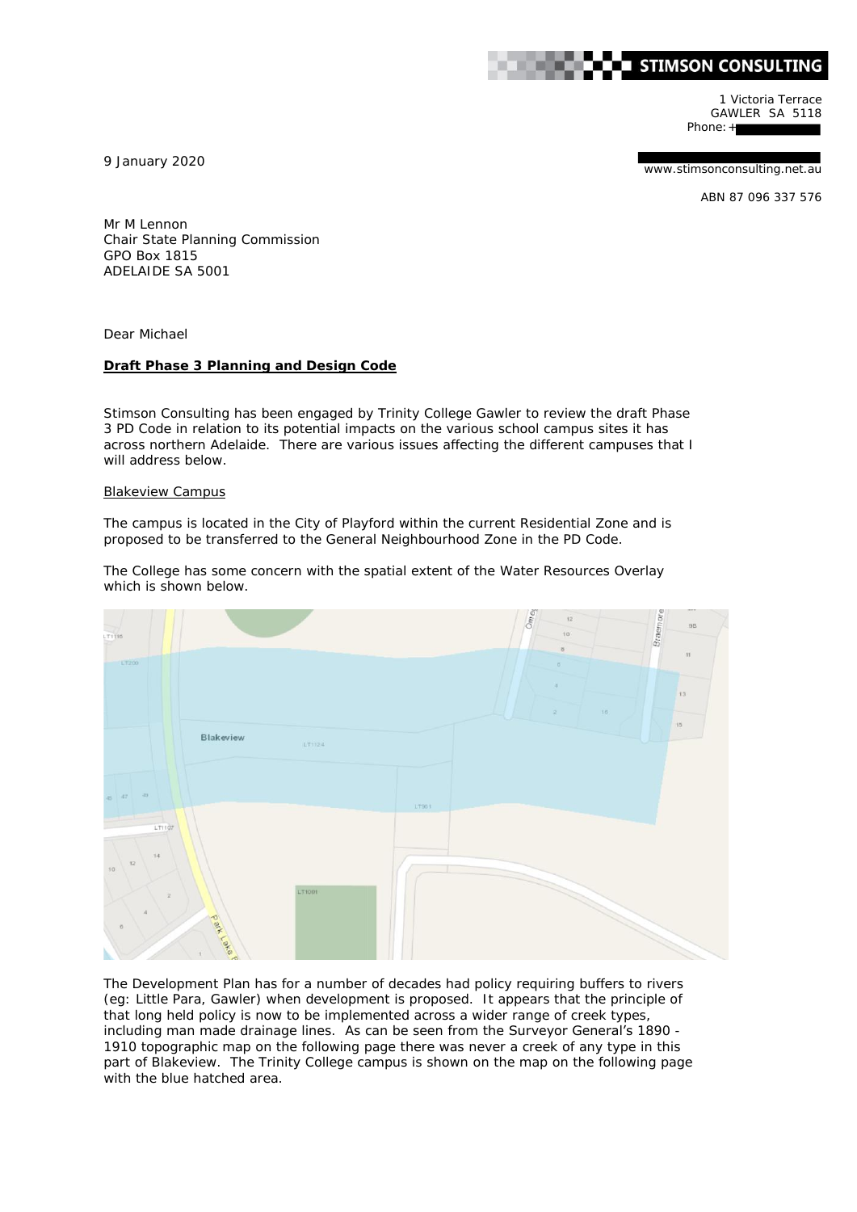STIMSON CONSULTING

1 Victoria Terrace
GAWLER SA 5118
Phone: +

www.stimsonconsulting.net.au

ABN 87 096 337 576

9 January 2020

Mr M Lennon
Chair State Planning Commission
GPO Box 1815
ADELAIDE SA 5001

Dear Michael

**Draft Phase 3 Planning and Design Code**

Stimson Consulting has been engaged by Trinity College Gawler to review the draft Phase 3 PD Code in relation to its potential impacts on the various school campus sites it has across northern Adelaide. There are various issues affecting the different campuses that I will address below.

Blakeview Campus

The campus is located in the City of Playford within the current Residential Zone and is proposed to be transferred to the General Neighbourhood Zone in the PD Code.

The College has some concern with the spatial extent of the Water Resources Overlay which is shown below.

The Development Plan has for a number of decades had policy requiring buffers to rivers (eg: Little Para, Gawler) when development is proposed. It appears that the principle of that long held policy is now to be implemented across a wider range of creek types, including man made drainage lines. As can be seen from the Surveyor General's 1890 - 1910 topographic map on the following page there was never a creek of any type in this part of Blakeview. The Trinity College campus is shown on the map on the following page with the blue hatched area.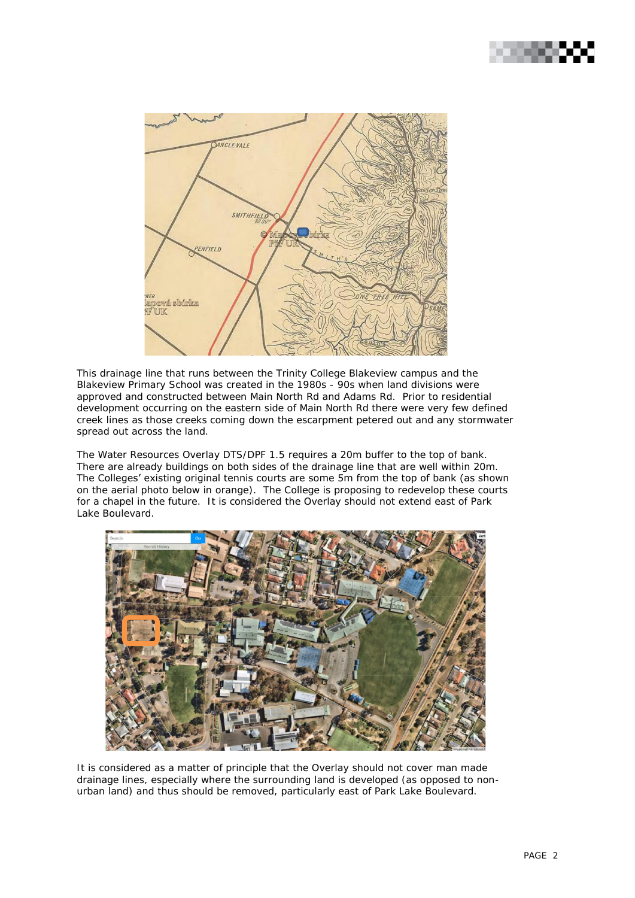This drainage line that runs between the Trinity College Blakeview campus and the Blakeview Primary School was created in the 1980s - 90s when land divisions were approved and constructed between Main North Rd and Adams Rd. Prior to residential development occurring on the eastern side of Main North Rd there were very few defined creek lines as those creeks coming down the escarpment petered out and any stormwater spread out across the land.

The Water Resources Overlay DTS/DPF 1.5 requires a 20m buffer to the top of bank. There are already buildings on both sides of the drainage line that are well within 20m. The Colleges' existing original tennis courts are some 5m from the top of bank (as shown on the aerial photo below in orange). The College is proposing to redevelop these courts for a chapel in the future. It is considered the Overlay should not extend east of Park Lake Boulevard.

It is considered as a matter of principle that the Overlay should not cover man made drainage lines, especially where the surrounding land is developed (as opposed to non-urban land) and thus should be removed, particularly east of Park Lake Boulevard.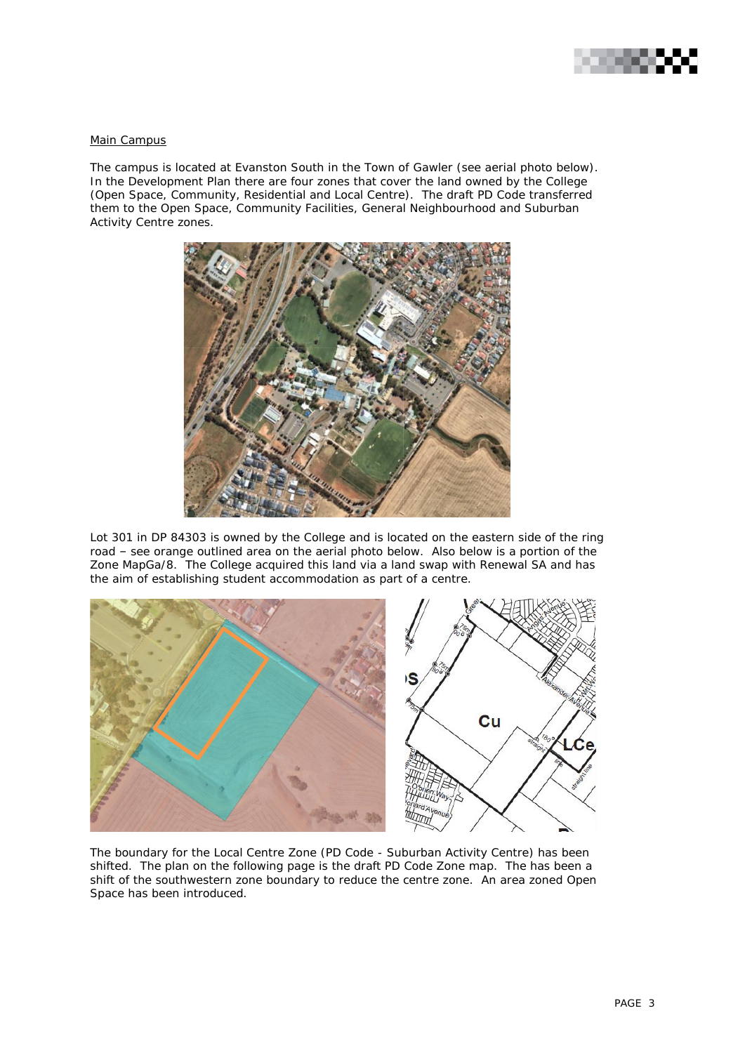<u>Main Campus</u>

The campus is located at Evanston South in the Town of Gawler (see aerial photo below). In the Development Plan there are four zones that cover the land owned by the College (Open Space, Community, Residential and Local Centre). The draft PD Code transferred them to the Open Space, Community Facilities, General Neighbourhood and Suburban Activity Centre zones.

Lot 301 in DP 84303 is owned by the College and is located on the eastern side of the ring road – see orange outlined area on the aerial photo below. Also below is a portion of the Zone MapGa/8. The College acquired this land via a land swap with Renewal SA and has the aim of establishing student accommodation as part of a centre.

The boundary for the Local Centre Zone (PD Code - Suburban Activity Centre) has been shifted. The plan on the following page is the draft PD Code Zone map. The has been a shift of the southwestern zone boundary to reduce the centre zone. An area zoned Open Space has been introduced.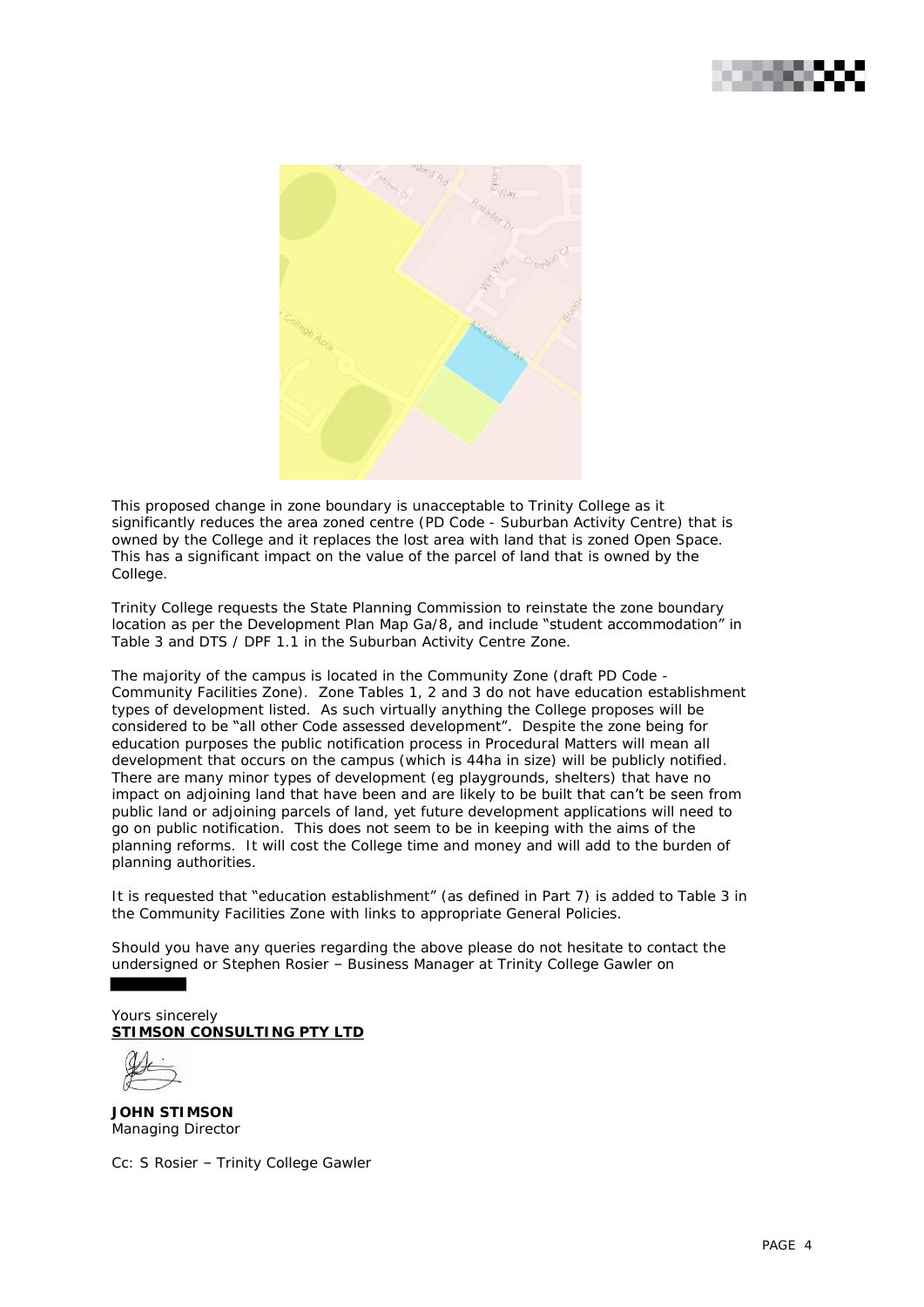This proposed change in zone boundary is unacceptable to Trinity College as it significantly reduces the area zoned centre (PD Code - Suburban Activity Centre) that is owned by the College and it replaces the lost area with land that is zoned Open Space. This has a significant impact on the value of the parcel of land that is owned by the College.

Trinity College requests the State Planning Commission to reinstate the zone boundary location as per the Development Plan Map Ga/8, and include "student accommodation" in Table 3 and DTS / DPF 1.1 in the Suburban Activity Centre Zone.

The majority of the campus is located in the Community Zone (draft PD Code - Community Facilities Zone). Zone Tables 1, 2 and 3 do not have education establishment types of development listed. As such virtually anything the College proposes will be considered to be "all other Code assessed development". Despite the zone being for education purposes the public notification process in Procedural Matters will mean all development that occurs on the campus (which is 44ha in size) will be publicly notified. There are many minor types of development (eg playgrounds, shelters) that have no impact on adjoining land that have been and are likely to be built that can't be seen from public land or adjoining parcels of land, yet future development applications will need to go on public notification. This does not seem to be in keeping with the aims of the planning reforms. It will cost the College time and money and will add to the burden of planning authorities.

It is requested that "education establishment" (as defined in Part 7) is added to Table 3 in the Community Facilities Zone with links to appropriate General Policies.

Should you have any queries regarding the above please do not hesitate to contact the undersigned or Stephen Rosier – Business Manager at Trinity College Gawler on

Yours sincerely
**STIMSON CONSULTING PTY LTD**

**JOHN STIMSON**
Managing Director

Cc: S Rosier – Trinity College Gawler